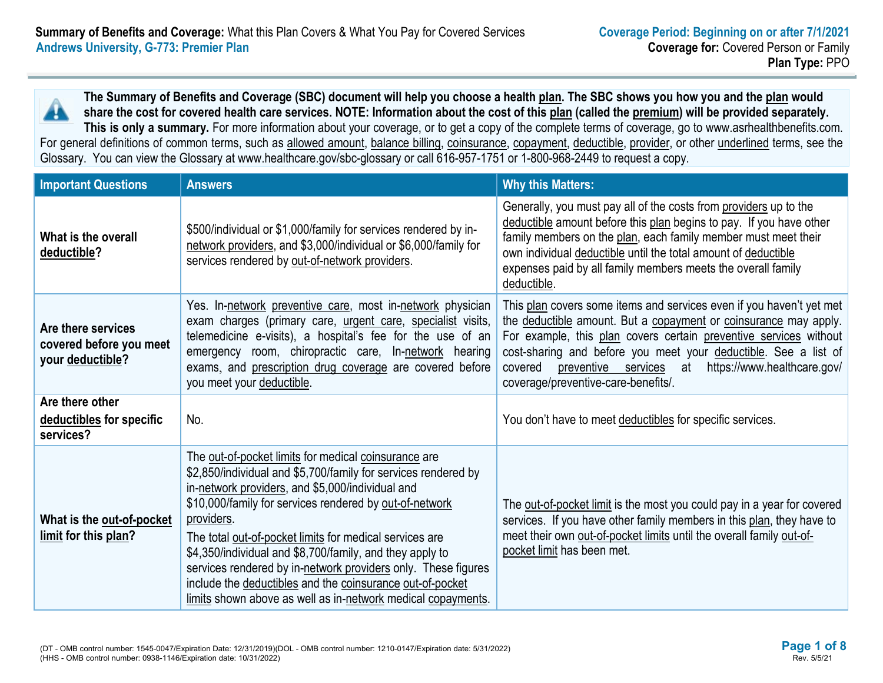**Summary of Benefits and Coverage:** What this Plan Covers & What You Pay for Covered Services
**Andrews University, G-773: Premier Plan**

**Coverage Period: Beginning on or after 7/1/2021**
**Coverage for:** Covered Person or Family
**Plan Type:** PPO

**The Summary of Benefits and Coverage (SBC) document will help you choose a health plan. The SBC shows you how you and the plan would share the cost for covered health care services. NOTE: Information about the cost of this plan (called the premium) will be provided separately. This is only a summary.** For more information about your coverage, or to get a copy of the complete terms of coverage, go to www.asrhealthbenefits.com. For general definitions of common terms, such as allowed amount, balance billing, coinsurance, copayment, deductible, provider, or other underlined terms, see the Glossary. You can view the Glossary at www.healthcare.gov/sbc-glossary or call 616-957-1751 or 1-800-968-2449 to request a copy.

| Important Questions | Answers | Why this Matters: |
|---|---|---|
| **What is the overall deductible?** | $500/individual or $1,000/family for services rendered by in-network providers, and $3,000/individual or $6,000/family for services rendered by out-of-network providers. | Generally, you must pay all of the costs from providers up to the deductible amount before this plan begins to pay. If you have other family members on the plan, each family member must meet their own individual deductible until the total amount of deductible expenses paid by all family members meets the overall family deductible. |
| **Are there services covered before you meet your deductible?** | Yes. In-network preventive care, most in-network physician exam charges (primary care, urgent care, specialist visits, telemedicine e-visits), a hospital's fee for the use of an emergency room, chiropractic care, In-network hearing exams, and prescription drug coverage are covered before you meet your deductible. | This plan covers some items and services even if you haven't yet met the deductible amount. But a copayment or coinsurance may apply. For example, this plan covers certain preventive services without cost-sharing and before you meet your deductible. See a list of covered preventive services at https://www.healthcare.gov/coverage/preventive-care-benefits/. |
| **Are there other deductibles for specific services?** | No. | You don't have to meet deductibles for specific services. |
| **What is the out-of-pocket limit for this plan?** | The out-of-pocket limits for medical coinsurance are $2,850/individual and $5,700/family for services rendered by in-network providers, and $5,000/individual and $10,000/family for services rendered by out-of-network providers. The total out-of-pocket limits for medical services are $4,350/individual and $8,700/family, and they apply to services rendered by in-network providers only. These figures include the deductibles and the coinsurance out-of-pocket limits shown above as well as in-network medical copayments. | The out-of-pocket limit is the most you could pay in a year for covered services. If you have other family members in this plan, they have to meet their own out-of-pocket limits until the overall family out-of-pocket limit has been met. |

(DT - OMB control number: 1545-0047/Expiration Date: 12/31/2019)(DOL - OMB control number: 1210-0147/Expiration date: 5/31/2022)
(HHS - OMB control number: 0938-1146/Expiration date: 10/31/2022)

Rev. 5/5/21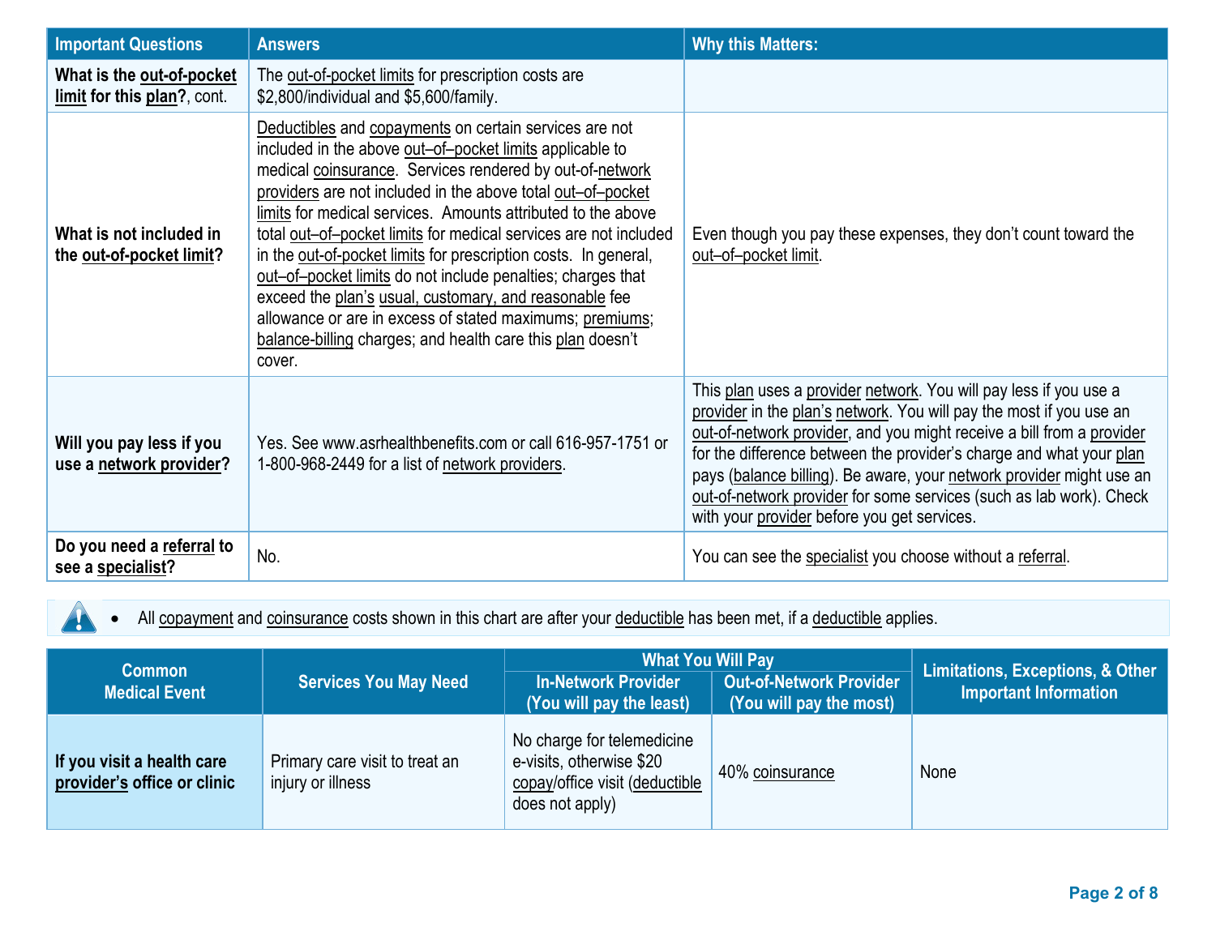| Important Questions | Answers | Why this Matters: |
| --- | --- | --- |
| **What is the out-of-pocket limit for this plan?**, cont. | The out-of-pocket limits for prescription costs are $2,800/individual and $5,600/family. | |
| **What is not included in the out-of-pocket limit?** | Deductibles and copayments on certain services are not included in the above out–of–pocket limits applicable to medical coinsurance. Services rendered by out-of-network providers are not included in the above total out–of–pocket limits for medical services. Amounts attributed to the above total out–of–pocket limits for medical services are not included in the out-of-pocket limits for prescription costs. In general, out–of–pocket limits do not include penalties; charges that exceed the plan's usual, customary, and reasonable fee allowance or are in excess of stated maximums; premiums; balance-billing charges; and health care this plan doesn't cover. | Even though you pay these expenses, they don't count toward the out–of–pocket limit. |
| **Will you pay less if you use a network provider?** | Yes. See www.asrhealthbenefits.com or call 616-957-1751 or 1-800-968-2449 for a list of network providers. | This plan uses a provider network. You will pay less if you use a provider in the plan's network. You will pay the most if you use an out-of-network provider, and you might receive a bill from a provider for the difference between the provider's charge and what your plan pays (balance billing). Be aware, your network provider might use an out-of-network provider for some services (such as lab work). Check with your provider before you get services. |
| **Do you need a referral to see a specialist?** | No. | You can see the specialist you choose without a referral. |

- All copayment and coinsurance costs shown in this chart are after your deductible has been met, if a deductible applies.

| Common Medical Event | Services You May Need | What You Will Pay | | Limitations, Exceptions, & Other Important Information |
| --- | --- | --- | --- | --- |
| | | In-Network Provider (You will pay the least) | Out-of-Network Provider (You will pay the most) | |
| **If you visit a health care provider's office or clinic** | Primary care visit to treat an injury or illness | No charge for telemedicine e-visits, otherwise $20 copay/office visit (deductible does not apply) | 40% coinsurance | None |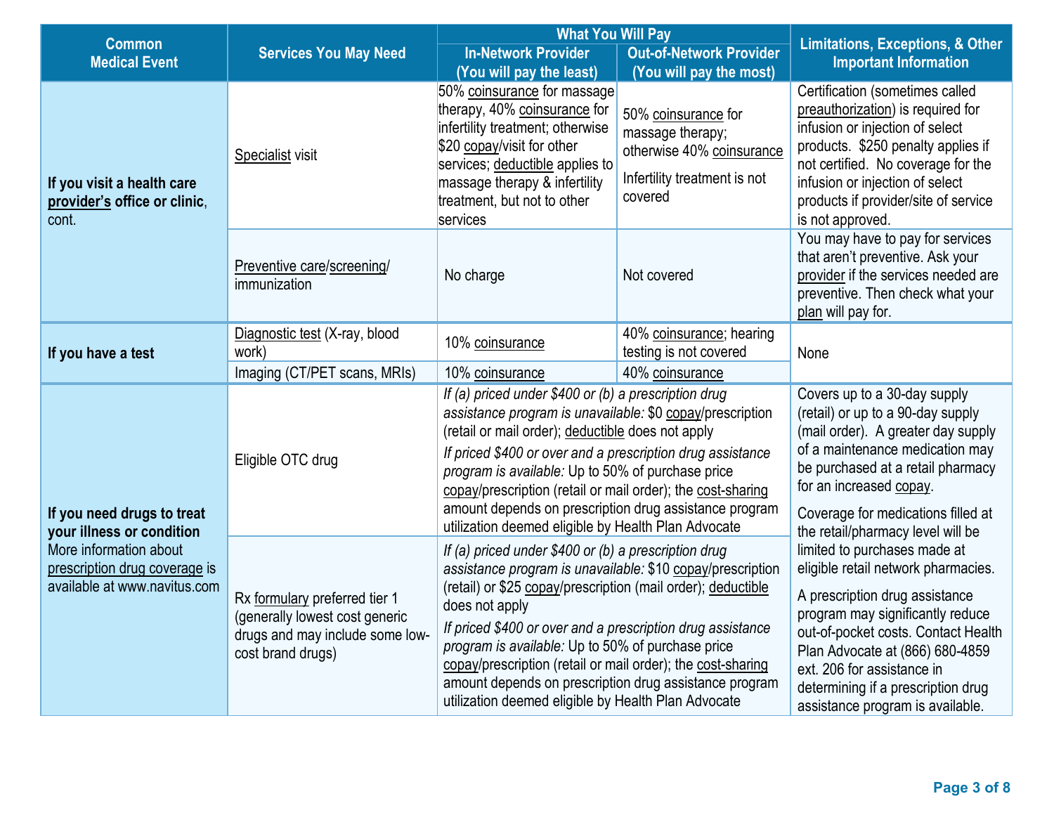| Common Medical Event | Services You May Need | What You Will Pay | | Limitations, Exceptions, & Other Important Information |
|---|---|---|---|---|
| | | In-Network Provider (You will pay the least) | Out-of-Network Provider (You will pay the most) | |
| **If you visit a health care provider's office or clinic**, cont. | Specialist visit | 50% coinsurance for massage therapy, 40% coinsurance for infertility treatment; otherwise $20 copay/visit for other services; deductible applies to massage therapy & infertility treatment, but not to other services | 50% coinsurance for massage therapy; otherwise 40% coinsurance<br><br>Infertility treatment is not covered | Certification (sometimes called preauthorization) is required for infusion or injection of select products. $250 penalty applies if not certified. No coverage for the infusion or injection of select products if provider/site of service is not approved. |
| | Preventive care/screening/ immunization | No charge | Not covered | You may have to pay for services that aren't preventive. Ask your provider if the services needed are preventive. Then check what your plan will pay for. |
| **If you have a test** | Diagnostic test (X-ray, blood work) | 10% coinsurance | 40% coinsurance; hearing testing is not covered | None |
| | Imaging (CT/PET scans, MRIs) | 10% coinsurance | 40% coinsurance | |
| **If you need drugs to treat your illness or condition**<br>More information about prescription drug coverage is available at www.navitus.com | Eligible OTC drug | *If (a) priced under $400 or (b) a prescription drug assistance program is unavailable:* $0 copay/prescription (retail or mail order); deductible does not apply<br><br>*If priced $400 or over and a prescription drug assistance program is available:* Up to 50% of purchase price copay/prescription (retail or mail order); the cost-sharing amount depends on prescription drug assistance program utilization deemed eligible by Health Plan Advocate | | Covers up to a 30-day supply (retail) or up to a 90-day supply (mail order). A greater day supply of a maintenance medication may be purchased at a retail pharmacy for an increased copay.<br><br>Coverage for medications filled at the retail/pharmacy level will be limited to purchases made at eligible retail network pharmacies.<br><br>A prescription drug assistance program may significantly reduce out-of-pocket costs. Contact Health Plan Advocate at (866) 680-4859 ext. 206 for assistance in determining if a prescription drug assistance program is available. |
| | Rx formulary preferred tier 1 (generally lowest cost generic drugs and may include some low-cost brand drugs) | *If (a) priced under $400 or (b) a prescription drug assistance program is unavailable:* $10 copay/prescription (retail) or $25 copay/prescription (mail order); deductible does not apply<br><br>*If priced $400 or over and a prescription drug assistance program is available:* Up to 50% of purchase price copay/prescription (retail or mail order); the cost-sharing amount depends on prescription drug assistance program utilization deemed eligible by Health Plan Advocate | | |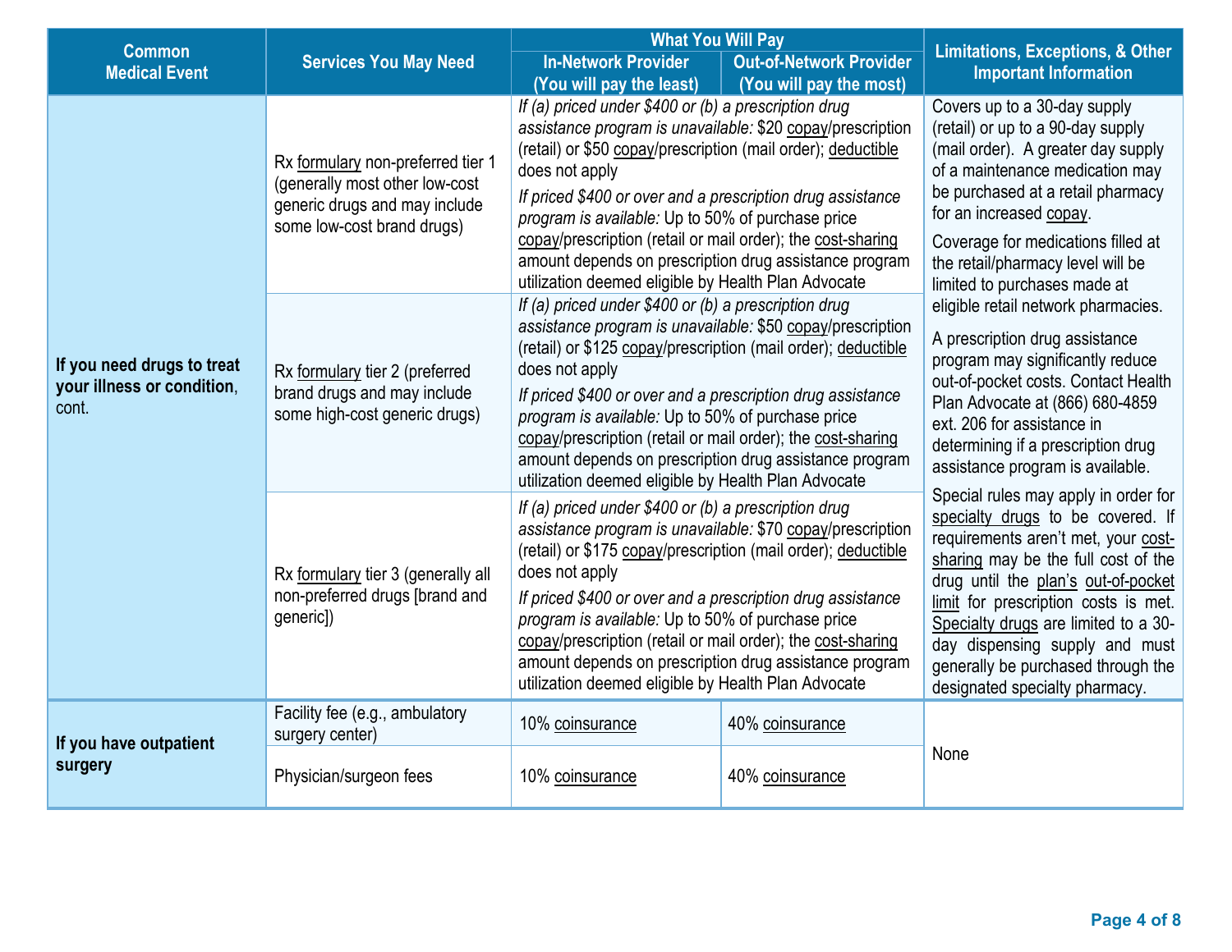| Common Medical Event | Services You May Need | What You Will Pay | | Limitations, Exceptions, & Other Important Information |
|---|---|---|---|---|
| | | In-Network Provider (You will pay the least) | Out-of-Network Provider (You will pay the most) | |
| **If you need drugs to treat your illness or condition**, cont. | Rx formulary non-preferred tier 1 (generally most other low-cost generic drugs and may include some low-cost brand drugs) | *If (a) priced under $400 or (b) a prescription drug assistance program is unavailable:* $20 copay/prescription (retail) or $50 copay/prescription (mail order); deductible does not apply<br>*If priced $400 or over and a prescription drug assistance program is available:* Up to 50% of purchase price copay/prescription (retail or mail order); the cost-sharing amount depends on prescription drug assistance program utilization deemed eligible by Health Plan Advocate | | Covers up to a 30-day supply (retail) or up to a 90-day supply (mail order). A greater day supply of a maintenance medication may be purchased at a retail pharmacy for an increased copay.<br>Coverage for medications filled at the retail/pharmacy level will be limited to purchases made at eligible retail network pharmacies.<br>A prescription drug assistance program may significantly reduce out-of-pocket costs. Contact Health Plan Advocate at (866) 680-4859 ext. 206 for assistance in determining if a prescription drug assistance program is available.<br>Special rules may apply in order for specialty drugs to be covered. If requirements aren't met, your cost-sharing may be the full cost of the drug until the plan's out-of-pocket limit for prescription costs is met. Specialty drugs are limited to a 30-day dispensing supply and must generally be purchased through the designated specialty pharmacy. |
| | Rx formulary tier 2 (preferred brand drugs and may include some high-cost generic drugs) | *If (a) priced under $400 or (b) a prescription drug assistance program is unavailable:* $50 copay/prescription (retail) or $125 copay/prescription (mail order); deductible does not apply<br>*If priced $400 or over and a prescription drug assistance program is available:* Up to 50% of purchase price copay/prescription (retail or mail order); the cost-sharing amount depends on prescription drug assistance program utilization deemed eligible by Health Plan Advocate | | |
| | Rx formulary tier 3 (generally all non-preferred drugs [brand and generic]) | *If (a) priced under $400 or (b) a prescription drug assistance program is unavailable:* $70 copay/prescription (retail) or $175 copay/prescription (mail order); deductible does not apply<br>*If priced $400 or over and a prescription drug assistance program is available:* Up to 50% of purchase price copay/prescription (retail or mail order); the cost-sharing amount depends on prescription drug assistance program utilization deemed eligible by Health Plan Advocate | | |
| **If you have outpatient surgery** | Facility fee (e.g., ambulatory surgery center) | 10% coinsurance | 40% coinsurance | None |
| | Physician/surgeon fees | 10% coinsurance | 40% coinsurance | |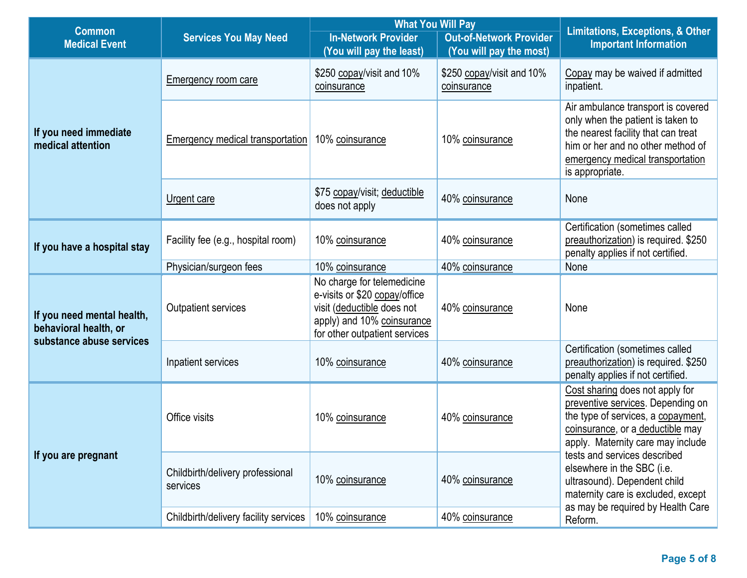| Common Medical Event | Services You May Need | What You Will Pay | | Limitations, Exceptions, & Other Important Information |
|---|---|---|---|---|
| | | In-Network Provider (You will pay the least) | Out-of-Network Provider (You will pay the most) | |
| If you need immediate medical attention | Emergency room care | $250 copay/visit and 10% coinsurance | $250 copay/visit and 10% coinsurance | Copay may be waived if admitted inpatient. |
| | Emergency medical transportation | 10% coinsurance | 10% coinsurance | Air ambulance transport is covered only when the patient is taken to the nearest facility that can treat him or her and no other method of emergency medical transportation is appropriate. |
| | Urgent care | $75 copay/visit; deductible does not apply | 40% coinsurance | None |
| If you have a hospital stay | Facility fee (e.g., hospital room) | 10% coinsurance | 40% coinsurance | Certification (sometimes called preauthorization) is required. $250 penalty applies if not certified. |
| | Physician/surgeon fees | 10% coinsurance | 40% coinsurance | None |
| If you need mental health, behavioral health, or substance abuse services | Outpatient services | No charge for telemedicine e-visits or $20 copay/office visit (deductible does not apply) and 10% coinsurance for other outpatient services | 40% coinsurance | None |
| | Inpatient services | 10% coinsurance | 40% coinsurance | Certification (sometimes called preauthorization) is required. $250 penalty applies if not certified. |
| If you are pregnant | Office visits | 10% coinsurance | 40% coinsurance | Cost sharing does not apply for preventive services. Depending on the type of services, a copayment, coinsurance, or a deductible may apply. Maternity care may include tests and services described elsewhere in the SBC (i.e. ultrasound). Dependent child maternity care is excluded, except as may be required by Health Care Reform. |
| | Childbirth/delivery professional services | 10% coinsurance | 40% coinsurance | |
| | Childbirth/delivery facility services | 10% coinsurance | 40% coinsurance | |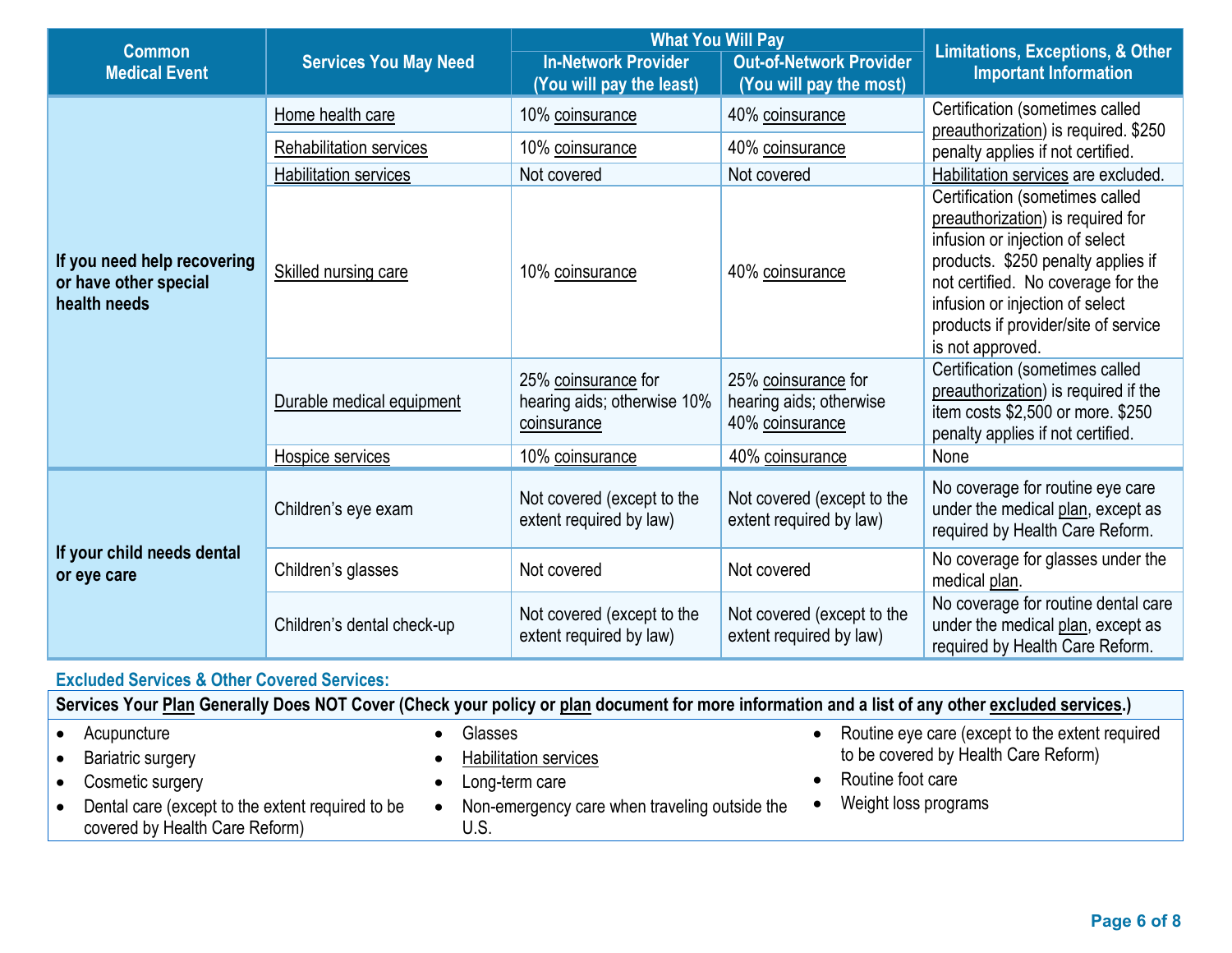| Common Medical Event | Services You May Need | What You Will Pay | | Limitations, Exceptions, & Other Important Information |
|---|---|---|---|---|
| | | In-Network Provider (You will pay the least) | Out-of-Network Provider (You will pay the most) | |
| If you need help recovering or have other special health needs | Home health care | 10% coinsurance | 40% coinsurance | Certification (sometimes called preauthorization) is required. $250 penalty applies if not certified. |
| | Rehabilitation services | 10% coinsurance | 40% coinsurance | |
| | Habilitation services | Not covered | Not covered | Habilitation services are excluded. |
| | Skilled nursing care | 10% coinsurance | 40% coinsurance | Certification (sometimes called preauthorization) is required for infusion or injection of select products. $250 penalty applies if not certified. No coverage for the infusion or injection of select products if provider/site of service is not approved. |
| | Durable medical equipment | 25% coinsurance for hearing aids; otherwise 10% coinsurance | 25% coinsurance for hearing aids; otherwise 40% coinsurance | Certification (sometimes called preauthorization) is required if the item costs $2,500 or more. $250 penalty applies if not certified. |
| | Hospice services | 10% coinsurance | 40% coinsurance | None |
| If your child needs dental or eye care | Children's eye exam | Not covered (except to the extent required by law) | Not covered (except to the extent required by law) | No coverage for routine eye care under the medical plan, except as required by Health Care Reform. |
| | Children's glasses | Not covered | Not covered | No coverage for glasses under the medical plan. |
| | Children's dental check-up | Not covered (except to the extent required by law) | Not covered (except to the extent required by law) | No coverage for routine dental care under the medical plan, except as required by Health Care Reform. |

## Excluded Services & Other Covered Services:

**Services Your Plan Generally Does NOT Cover (Check your policy or plan document for more information and a list of any other excluded services.)**

- Acupuncture
- Bariatric surgery
- Cosmetic surgery
- Dental care (except to the extent required to be covered by Health Care Reform)
- Glasses
- Habilitation services
- Long-term care
- Non-emergency care when traveling outside the U.S.
- Routine eye care (except to the extent required to be covered by Health Care Reform)
- Routine foot care
- Weight loss programs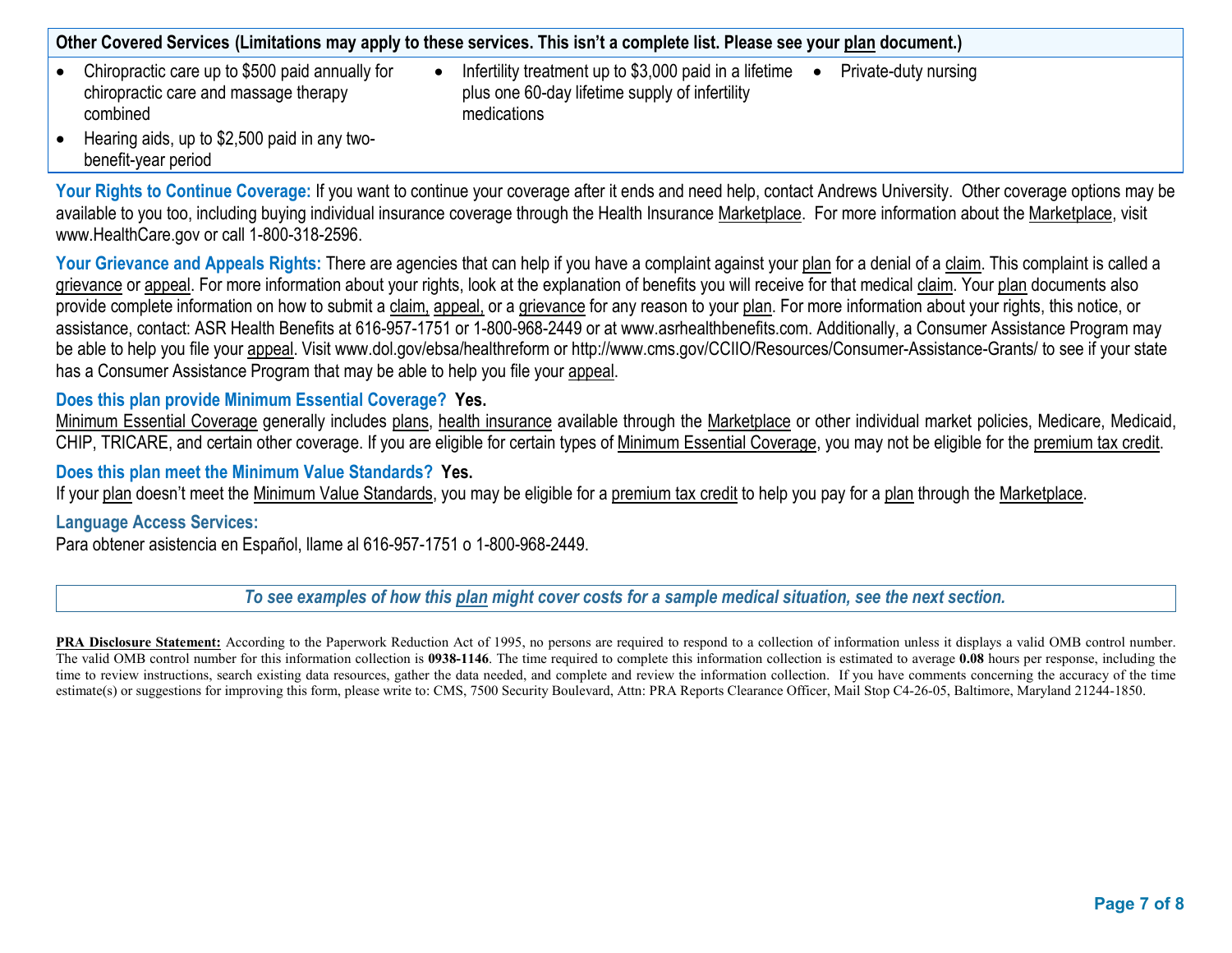| Other Covered Services (Limitations may apply to these services. This isn't a complete list. Please see your plan document.) | | |
|---|---|---|
| • Chiropractic care up to $500 paid annually for chiropractic care and massage therapy combined<br>• Hearing aids, up to $2,500 paid in any two-benefit-year period | • Infertility treatment up to $3,000 paid in a lifetime plus one 60-day lifetime supply of infertility medications | • Private-duty nursing |

**Your Rights to Continue Coverage:** If you want to continue your coverage after it ends and need help, contact Andrews University. Other coverage options may be available to you too, including buying individual insurance coverage through the Health Insurance Marketplace. For more information about the Marketplace, visit www.HealthCare.gov or call 1-800-318-2596.

**Your Grievance and Appeals Rights:** There are agencies that can help if you have a complaint against your plan for a denial of a claim. This complaint is called a grievance or appeal. For more information about your rights, look at the explanation of benefits you will receive for that medical claim. Your plan documents also provide complete information on how to submit a claim, appeal, or a grievance for any reason to your plan. For more information about your rights, this notice, or assistance, contact: ASR Health Benefits at 616-957-1751 or 1-800-968-2449 or at www.asrhealthbenefits.com. Additionally, a Consumer Assistance Program may be able to help you file your appeal. Visit www.dol.gov/ebsa/healthreform or http://www.cms.gov/CCIIO/Resources/Consumer-Assistance-Grants/ to see if your state has a Consumer Assistance Program that may be able to help you file your appeal.

**Does this plan provide Minimum Essential Coverage? Yes.**

Minimum Essential Coverage generally includes plans, health insurance available through the Marketplace or other individual market policies, Medicare, Medicaid, CHIP, TRICARE, and certain other coverage. If you are eligible for certain types of Minimum Essential Coverage, you may not be eligible for the premium tax credit.

**Does this plan meet the Minimum Value Standards? Yes.**

If your plan doesn't meet the Minimum Value Standards, you may be eligible for a premium tax credit to help you pay for a plan through the Marketplace.

**Language Access Services:**

Para obtener asistencia en Español, llame al 616-957-1751 o 1-800-968-2449.

*To see examples of how this plan might cover costs for a sample medical situation, see the next section.*

**PRA Disclosure Statement:** According to the Paperwork Reduction Act of 1995, no persons are required to respond to a collection of information unless it displays a valid OMB control number. The valid OMB control number for this information collection is **0938-1146**. The time required to complete this information collection is estimated to average **0.08** hours per response, including the time to review instructions, search existing data resources, gather the data needed, and complete and review the information collection. If you have comments concerning the accuracy of the time estimate(s) or suggestions for improving this form, please write to: CMS, 7500 Security Boulevard, Attn: PRA Reports Clearance Officer, Mail Stop C4-26-05, Baltimore, Maryland 21244-1850.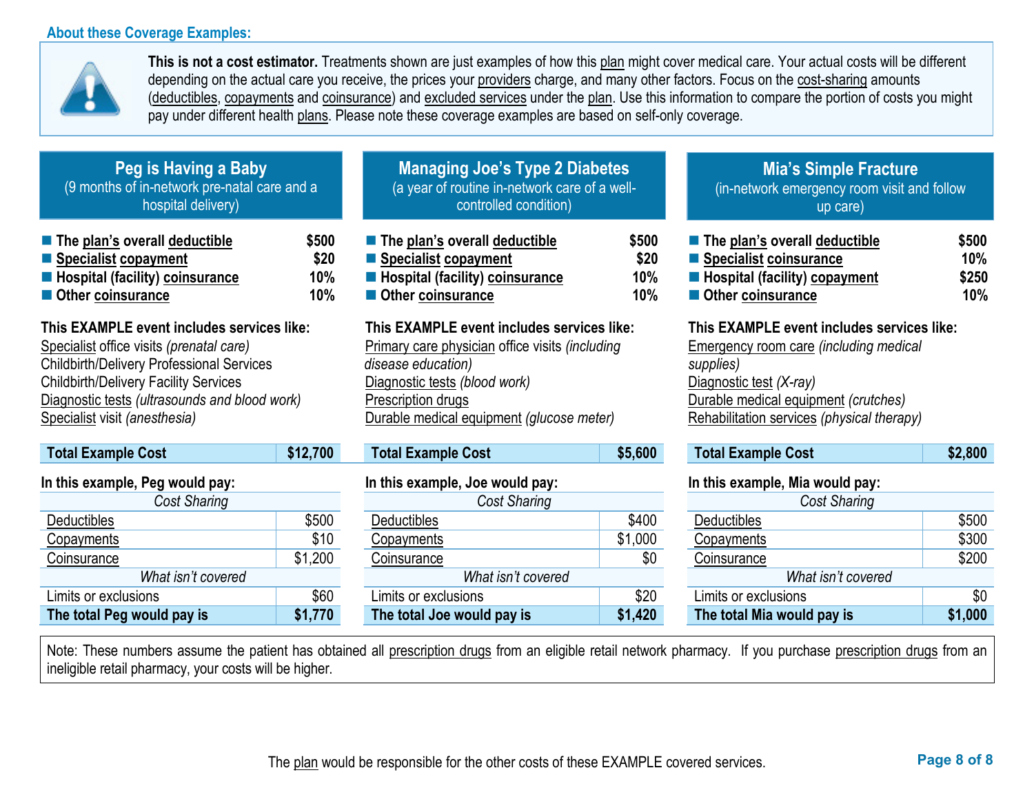## About these Coverage Examples:

**This is not a cost estimator.** Treatments shown are just examples of how this plan might cover medical care. Your actual costs will be different depending on the actual care you receive, the prices your providers charge, and many other factors. Focus on the cost-sharing amounts (deductibles, copayments and coinsurance) and excluded services under the plan. Use this information to compare the portion of costs you might pay under different health plans. Please note these coverage examples are based on self-only coverage.

### Peg is Having a Baby
(9 months of in-network pre-natal care and a hospital delivery)

- **The plan's overall deductible** **$500**
- **Specialist copayment** **$20**
- **Hospital (facility) coinsurance** **10%**
- **Other coinsurance** **10%**

**This EXAMPLE event includes services like:**
Specialist office visits *(prenatal care)*
Childbirth/Delivery Professional Services
Childbirth/Delivery Facility Services
Diagnostic tests *(ultrasounds and blood work)*
Specialist visit *(anesthesia)*

| **Total Example Cost** | **$12,700** |
|---|---|

**In this example, Peg would pay:**

| *Cost Sharing* | |
|---|---|
| Deductibles | $500 |
| Copayments | $10 |
| Coinsurance | $1,200 |
| *What isn't covered* | |
| Limits or exclusions | $60 |
| **The total Peg would pay is** | **$1,770** |

### Managing Joe's Type 2 Diabetes
(a year of routine in-network care of a well-controlled condition)

- **The plan's overall deductible** **$500**
- **Specialist copayment** **$20**
- **Hospital (facility) coinsurance** **10%**
- **Other coinsurance** **10%**

**This EXAMPLE event includes services like:**
Primary care physician office visits *(including disease education)*
Diagnostic tests *(blood work)*
Prescription drugs
Durable medical equipment *(glucose meter)*

| **Total Example Cost** | **$5,600** |
|---|---|

**In this example, Joe would pay:**

| *Cost Sharing* | |
|---|---|
| Deductibles | $400 |
| Copayments | $1,000 |
| Coinsurance | $0 |
| *What isn't covered* | |
| Limits or exclusions | $20 |
| **The total Joe would pay is** | **$1,420** |

### Mia's Simple Fracture
(in-network emergency room visit and follow up care)

- **The plan's overall deductible** **$500**
- **Specialist coinsurance** **10%**
- **Hospital (facility) copayment** **$250**
- **Other coinsurance** **10%**

**This EXAMPLE event includes services like:**
Emergency room care *(including medical supplies)*
Diagnostic test *(X-ray)*
Durable medical equipment *(crutches)*
Rehabilitation services *(physical therapy)*

| **Total Example Cost** | **$2,800** |
|---|---|

**In this example, Mia would pay:**

| *Cost Sharing* | |
|---|---|
| Deductibles | $500 |
| Copayments | $300 |
| Coinsurance | $200 |
| *What isn't covered* | |
| Limits or exclusions | $0 |
| **The total Mia would pay is** | **$1,000** |

Note: These numbers assume the patient has obtained all prescription drugs from an eligible retail network pharmacy. If you purchase prescription drugs from an ineligible retail pharmacy, your costs will be higher.

The plan would be responsible for the other costs of these EXAMPLE covered services.